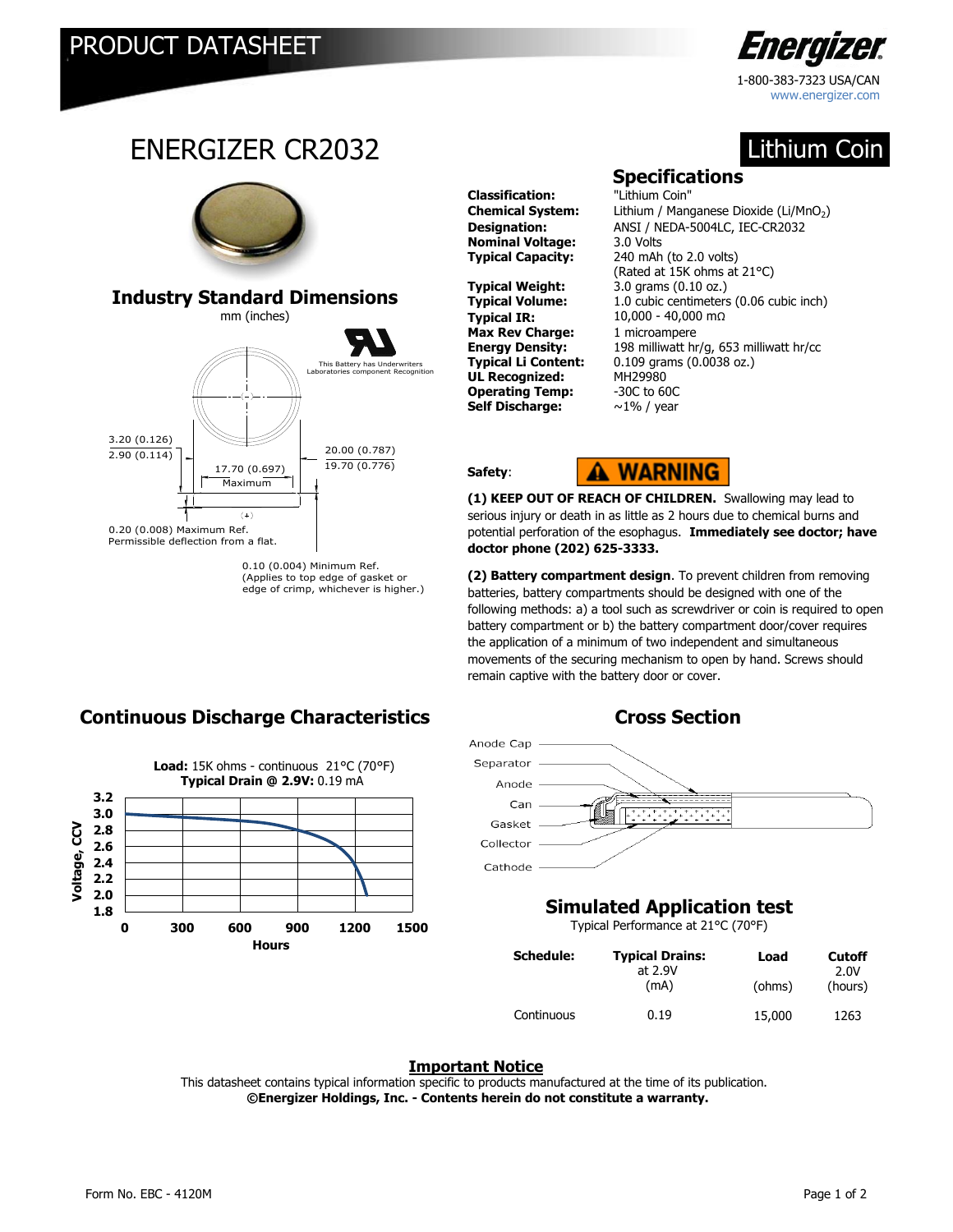# PRODUCT DATASHEET

**Energizer**

1-800-383-7323 USA/CAN
www.energizer.com

## ENERGIZER CR2032

**Lithium Coin**

### Industry Standard Dimensions

mm (inches)

This Battery has Underwriters Laboratories component Recognition

3.20 (0.126)
2.90 (0.114)

17.70 (0.697) Maximum

20.00 (0.787)
19.70 (0.776)

0.20 (0.008) Maximum Ref. Permissible deflection from a flat.

0.10 (0.004) Minimum Ref. (Applies to top edge of gasket or edge of crimp, whichever is higher.)

### Specifications

| | |
|---|---|
| **Classification:** | "Lithium Coin" |
| **Chemical System:** | Lithium / Manganese Dioxide (Li/$MnO_2$) |
| **Designation:** | ANSI / NEDA-5004LC, IEC-CR2032 |
| **Nominal Voltage:** | 3.0 Volts |
| **Typical Capacity:** | 240 mAh (to 2.0 volts) (Rated at 15K ohms at 21°C) |
| **Typical Weight:** | 3.0 grams (0.10 oz.) |
| **Typical Volume:** | 1.0 cubic centimeters (0.06 cubic inch) |
| **Typical IR:** | 10,000 - 40,000 mΩ |
| **Max Rev Charge:** | 1 microampere |
| **Energy Density:** | 198 milliwatt hr/g, 653 milliwatt hr/cc |
| **Typical Li Content:** | 0.109 grams (0.0038 oz.) |
| **UL Recognized:** | MH29980 |
| **Operating Temp:** | -30C to 60C |
| **Self Discharge:** | ~1% / year |

**Safety**: **⚠ WARNING**

**(1) KEEP OUT OF REACH OF CHILDREN.** Swallowing may lead to serious injury or death in as little as 2 hours due to chemical burns and potential perforation of the esophagus. **Immediately see doctor; have doctor phone (202) 625-3333.**

**(2) Battery compartment design**. To prevent children from removing batteries, battery compartments should be designed with one of the following methods: a) a tool such as screwdriver or coin is required to open battery compartment or b) the battery compartment door/cover requires the application of a minimum of two independent and simultaneous movements of the securing mechanism to open by hand. Screws should remain captive with the battery door or cover.

### Continuous Discharge Characteristics

**Load:** 15K ohms - continuous 21°C (70°F)
**Typical Drain @ 2.9V:** 0.19 mA

Voltage, CCV (1.8 – 3.2) vs. Hours (0 – 1500)

### Cross Section

Anode Cap, Separator, Anode, Can, Gasket, Collector, Cathode

### Simulated Application test

Typical Performance at 21°C (70°F)

| Schedule: | Typical Drains: at 2.9V (mA) | Load (ohms) | Cutoff 2.0V (hours) |
|---|---|---|---|
| Continuous | 0.19 | 15,000 | 1263 |

**Important Notice**

This datasheet contains typical information specific to products manufactured at the time of its publication.
**©Energizer Holdings, Inc. - Contents herein do not constitute a warranty.**

Form No. EBC - 4120M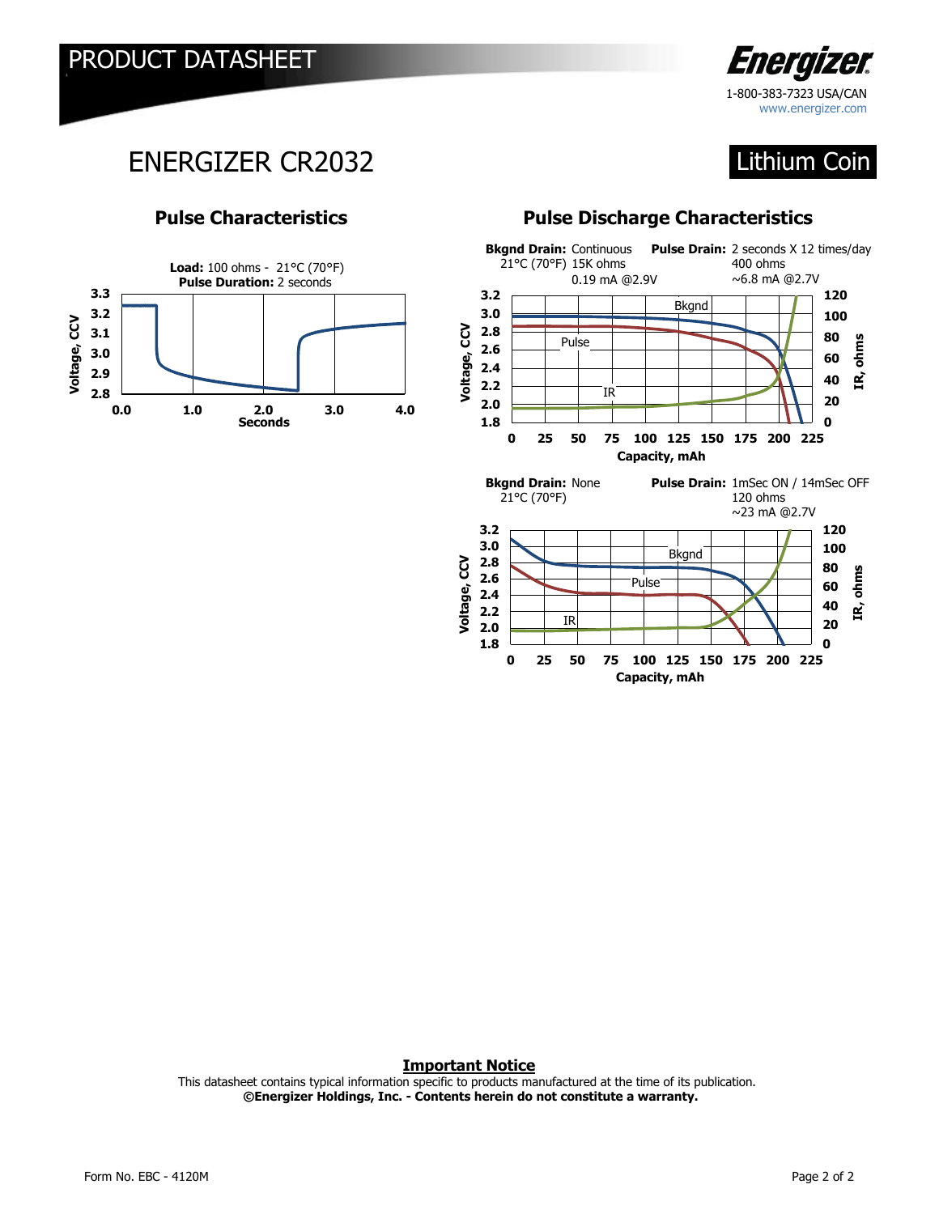# ENERGIZER CR2032

Lithium Coin

## Pulse Characteristics

**Load:** 100 ohms - 21°C (70°F)
**Pulse Duration:** 2 seconds

Voltage, CCV

3.3
3.2
3.1
3.0
2.9
2.8

0.0 1.0 2.0 3.0 4.0
Seconds

## Pulse Discharge Characteristics

**Bkgnd Drain:** Continuous
21°C (70°F) 15K ohms
0.19 mA @2.9V

**Pulse Drain:** 2 seconds X 12 times/day
400 ohms
~6.8 mA @2.7V

Voltage, CCV

3.2
3.0
2.8
2.6
2.4
2.2
2.0
1.8

Bkgnd
Pulse
IR

IR, ohms

120
100
80
60
40
20
0

0 25 50 75 100 125 150 175 200 225
Capacity, mAh

**Bkgnd Drain:** None
21°C (70°F)

**Pulse Drain:** 1mSec ON / 14mSec OFF
120 ohms
~23 mA @2.7V

Voltage, CCV

3.2
3.0
2.8
2.6
2.4
2.2
2.0
1.8

Bkgnd
Pulse
IR

IR, ohms

120
100
80
60
40
20
0

0 25 50 75 100 125 150 175 200 225
Capacity, mAh

**Important Notice**

This datasheet contains typical information specific to products manufactured at the time of its publication.
**©Energizer Holdings, Inc. - Contents herein do not constitute a warranty.**

Form No. EBC - 4120M